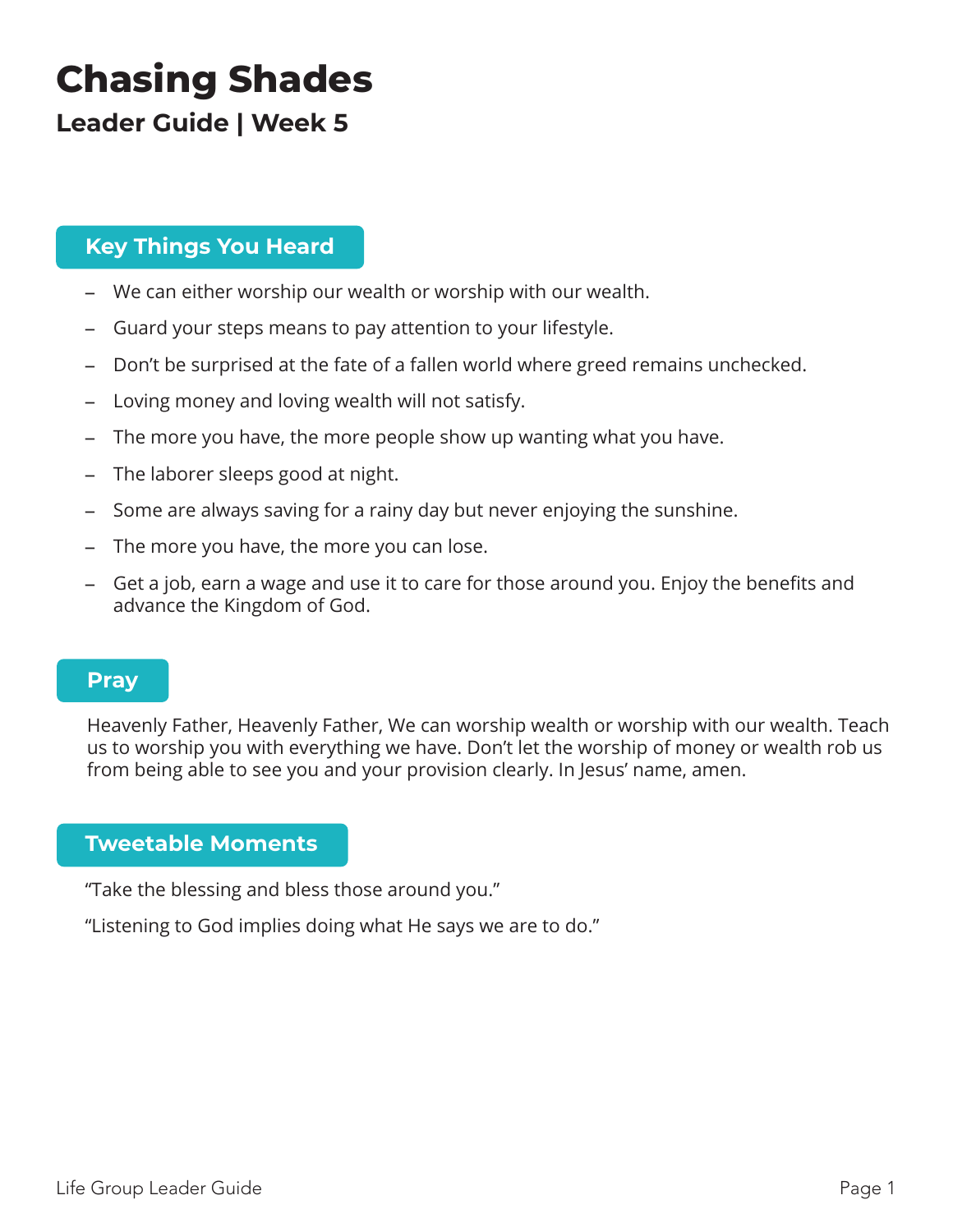# Chasing Shades

## Leader Guide | Week 5

### Key Things You Heard

- We can either worship our wealth or worship with our wealth.
- Guard your steps means to pay attention to your lifestyle.
- Don't be surprised at the fate of a fallen world where greed remains unchecked.
- Loving money and loving wealth will not satisfy.
- The more you have, the more people show up wanting what you have.
- The laborer sleeps good at night.
- Some are always saving for a rainy day but never enjoying the sunshine.
- The more you have, the more you can lose.
- Get a job, earn a wage and use it to care for those around you. Enjoy the benefits and advance the Kingdom of God.

### Pray

Heavenly Father, Heavenly Father, We can worship wealth or worship with our wealth. Teach us to worship you with everything we have. Don't let the worship of money or wealth rob us from being able to see you and your provision clearly. In Jesus' name, amen.

### Tweetable Moments

"Take the blessing and bless those around you."

"Listening to God implies doing what He says we are to do."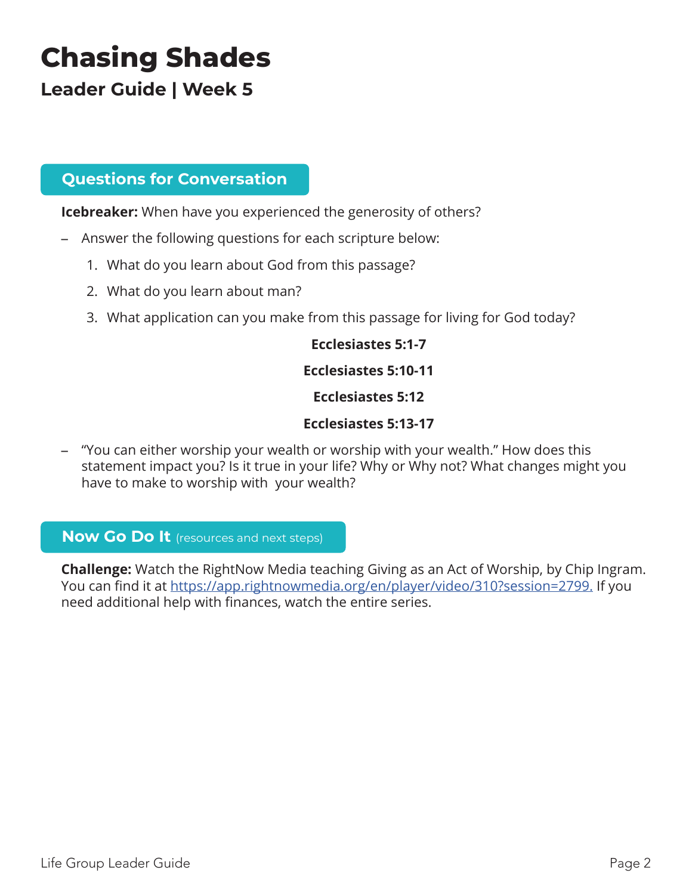# Chasing Shades

## Leader Guide | Week 5

### Questions for Conversation

**Icebreaker:** When have you experienced the generosity of others?

- Answer the following questions for each scripture below:
  1. What do you learn about God from this passage?
  2. What do you learn about man?
  3. What application can you make from this passage for living for God today?

**Ecclesiastes 5:1-7**

**Ecclesiastes 5:10-11**

**Ecclesiastes 5:12**

**Ecclesiastes 5:13-17**

- "You can either worship your wealth or worship with your wealth." How does this statement impact you? Is it true in your life? Why or Why not? What changes might you have to make to worship with your wealth?

### Now Go Do It (resources and next steps)

**Challenge:** Watch the RightNow Media teaching Giving as an Act of Worship, by Chip Ingram. You can find it at [https://app.rightnowmedia.org/en/player/video/310?session=2799.](https://app.rightnowmedia.org/en/player/video/310?session=2799) If you need additional help with finances, watch the entire series.